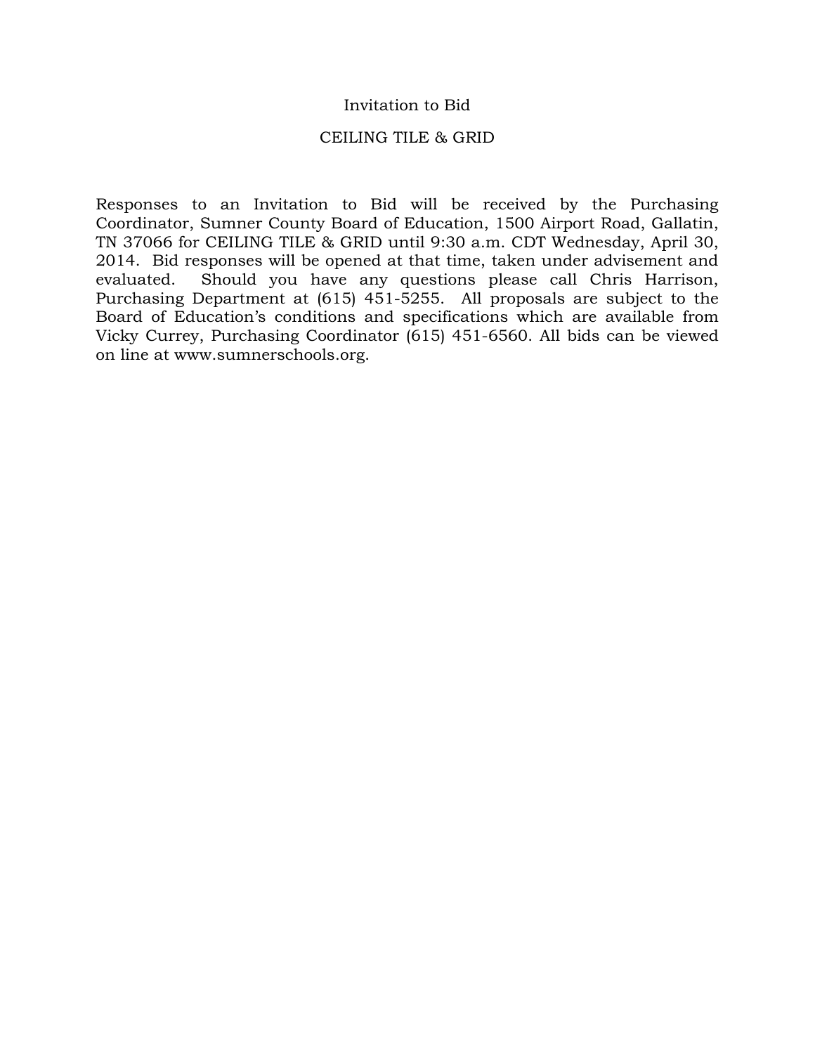# Invitation to Bid

## CEILING TILE & GRID

Responses to an Invitation to Bid will be received by the Purchasing Coordinator, Sumner County Board of Education, 1500 Airport Road, Gallatin, TN 37066 for CEILING TILE & GRID until 9:30 a.m. CDT Wednesday, April 30, 2014. Bid responses will be opened at that time, taken under advisement and evaluated. Should you have any questions please call Chris Harrison, Purchasing Department at (615) 451-5255. All proposals are subject to the Board of Education's conditions and specifications which are available from Vicky Currey, Purchasing Coordinator (615) 451-6560. All bids can be viewed on line at www.sumnerschools.org.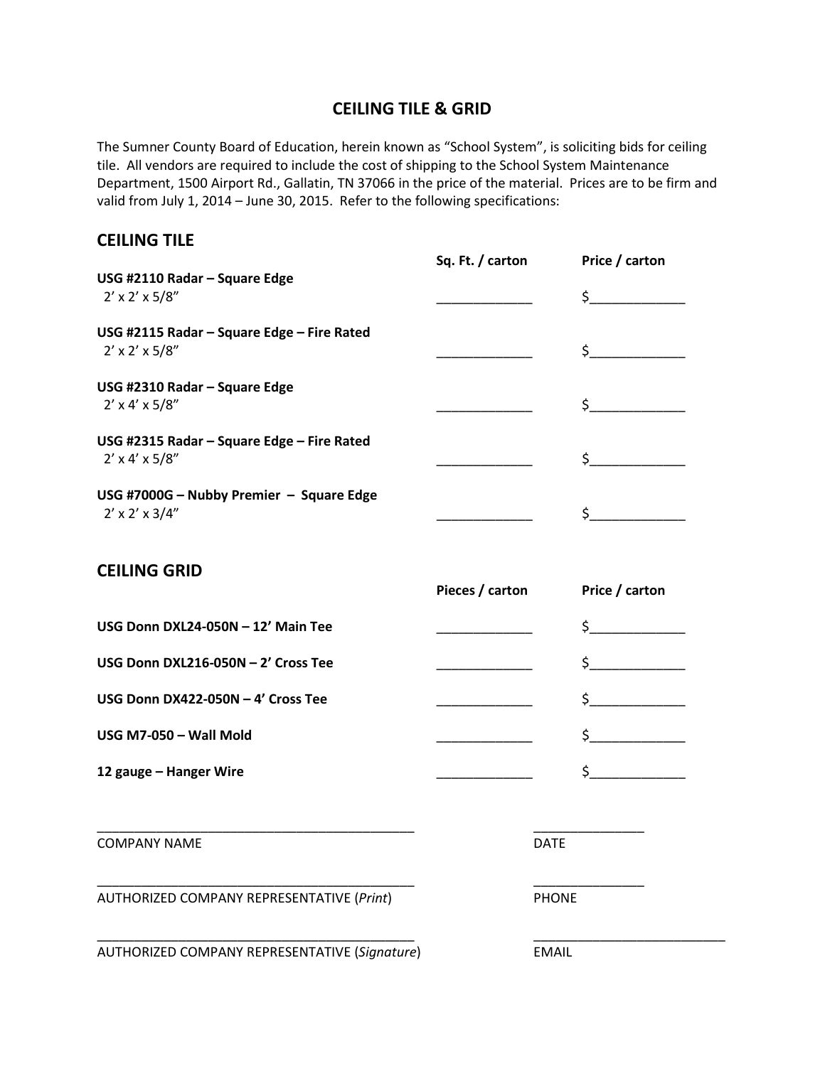# CEILING TILE & GRID

The Sumner County Board of Education, herein known as "School System", is soliciting bids for ceiling tile. All vendors are required to include the cost of shipping to the School System Maintenance Department, 1500 Airport Rd., Gallatin, TN 37066 in the price of the material. Prices are to be firm and valid from July 1, 2014 – June 30, 2015. Refer to the following specifications:

## CEILING TILE

| | Sq. Ft. / carton | Price / carton |
|---|---|---|
| **USG #2110 Radar – Square Edge**<br>2' x 2' x 5/8" | _____________ | $_____________ |
| **USG #2115 Radar – Square Edge – Fire Rated**<br>2' x 2' x 5/8" | _____________ | $_____________ |
| **USG #2310 Radar – Square Edge**<br>2' x 4' x 5/8" | _____________ | $_____________ |
| **USG #2315 Radar – Square Edge – Fire Rated**<br>2' x 4' x 5/8" | _____________ | $_____________ |
| **USG #7000G – Nubby Premier – Square Edge**<br>2' x 2' x 3/4" | _____________ | $_____________ |

## CEILING GRID

| | Pieces / carton | Price / carton |
|---|---|---|
| **USG Donn DXL24-050N – 12' Main Tee** | _____________ | $_____________ |
| **USG Donn DXL216-050N – 2' Cross Tee** | _____________ | $_____________ |
| **USG Donn DX422-050N – 4' Cross Tee** | _____________ | $_____________ |
| **USG M7-050 – Wall Mold** | _____________ | $_____________ |
| **12 gauge – Hanger Wire** | _____________ | $_____________ |

_____________________________________________ &nbsp;&nbsp;&nbsp;&nbsp; _______________
COMPANY NAME &nbsp;&nbsp;&nbsp;&nbsp; DATE

_____________________________________________ &nbsp;&nbsp;&nbsp;&nbsp; _______________
AUTHORIZED COMPANY REPRESENTATIVE (*Print*) &nbsp;&nbsp;&nbsp;&nbsp; PHONE

_____________________________________________ &nbsp;&nbsp;&nbsp;&nbsp; ___________________________
AUTHORIZED COMPANY REPRESENTATIVE (*Signature*) &nbsp;&nbsp;&nbsp;&nbsp; EMAIL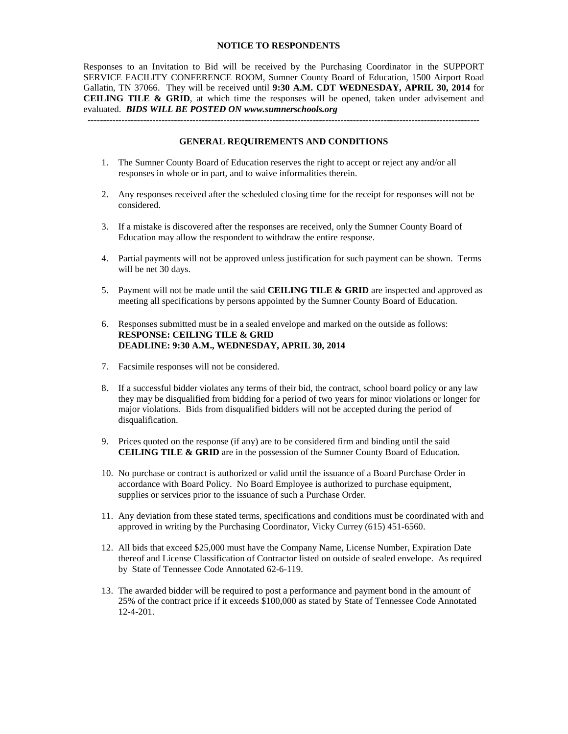## NOTICE TO RESPONDENTS

Responses to an Invitation to Bid will be received by the Purchasing Coordinator in the SUPPORT SERVICE FACILITY CONFERENCE ROOM, Sumner County Board of Education, 1500 Airport Road Gallatin, TN 37066. They will be received until **9:30 A.M. CDT WEDNESDAY, APRIL 30, 2014** for **CEILING TILE & GRID**, at which time the responses will be opened, taken under advisement and evaluated. ***BIDS WILL BE POSTED ON www.sumnerschools.org***

---

## GENERAL REQUIREMENTS AND CONDITIONS

1. The Sumner County Board of Education reserves the right to accept or reject any and/or all responses in whole or in part, and to waive informalities therein.

2. Any responses received after the scheduled closing time for the receipt for responses will not be considered.

3. If a mistake is discovered after the responses are received, only the Sumner County Board of Education may allow the respondent to withdraw the entire response.

4. Partial payments will not be approved unless justification for such payment can be shown. Terms will be net 30 days.

5. Payment will not be made until the said **CEILING TILE & GRID** are inspected and approved as meeting all specifications by persons appointed by the Sumner County Board of Education.

6. Responses submitted must be in a sealed envelope and marked on the outside as follows:
   **RESPONSE: CEILING TILE & GRID**
   **DEADLINE: 9:30 A.M., WEDNESDAY, APRIL 30, 2014**

7. Facsimile responses will not be considered.

8. If a successful bidder violates any terms of their bid, the contract, school board policy or any law they may be disqualified from bidding for a period of two years for minor violations or longer for major violations. Bids from disqualified bidders will not be accepted during the period of disqualification.

9. Prices quoted on the response (if any) are to be considered firm and binding until the said **CEILING TILE & GRID** are in the possession of the Sumner County Board of Education.

10. No purchase or contract is authorized or valid until the issuance of a Board Purchase Order in accordance with Board Policy. No Board Employee is authorized to purchase equipment, supplies or services prior to the issuance of such a Purchase Order.

11. Any deviation from these stated terms, specifications and conditions must be coordinated with and approved in writing by the Purchasing Coordinator, Vicky Currey (615) 451-6560.

12. All bids that exceed $25,000 must have the Company Name, License Number, Expiration Date thereof and License Classification of Contractor listed on outside of sealed envelope. As required by State of Tennessee Code Annotated 62-6-119.

13. The awarded bidder will be required to post a performance and payment bond in the amount of 25% of the contract price if it exceeds $100,000 as stated by State of Tennessee Code Annotated 12-4-201.